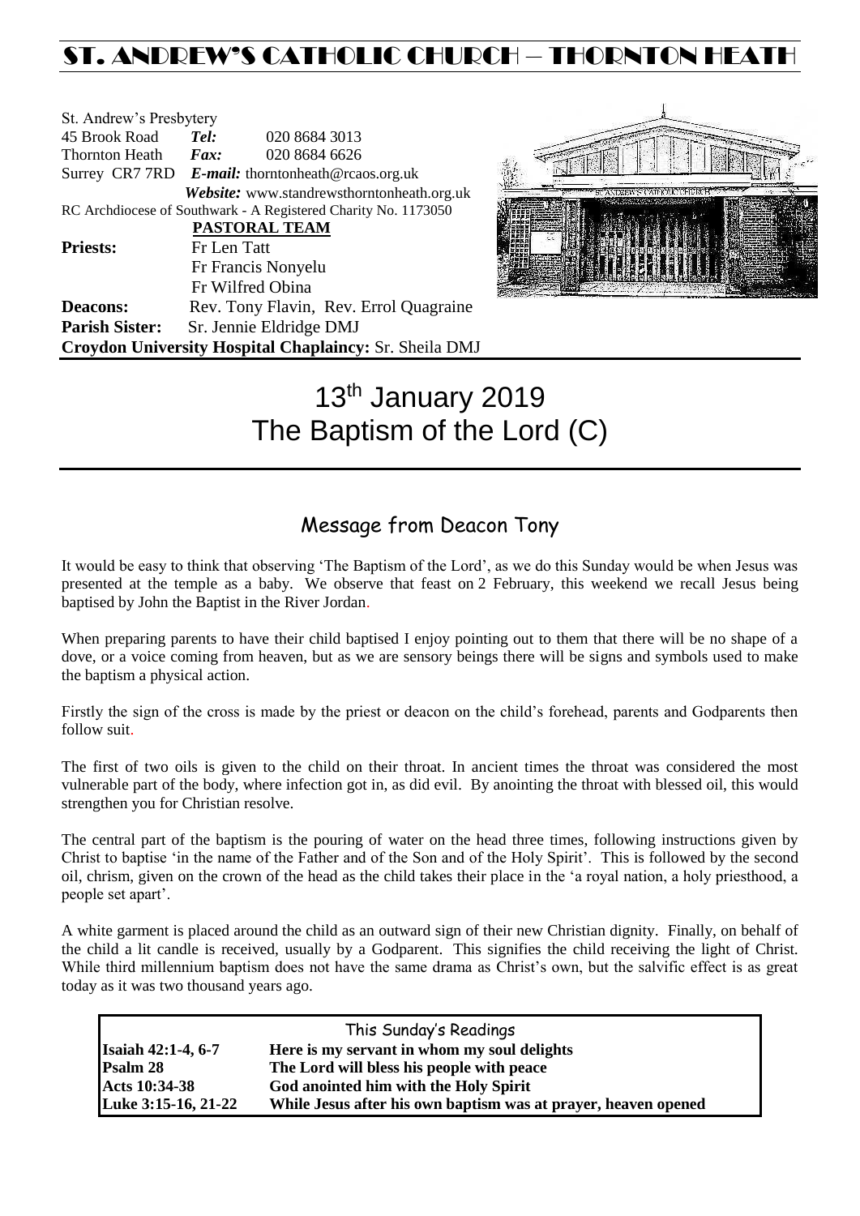# ST. ANDREW'S CATHOLIC CHURCH – THORNTON HEATH

St. Andrew's Presbytery
45 Brook Road *Tel:* 020 8684 3013
Thornton Heath *Fax:* 020 8684 6626
Surrey CR7 7RD *E-mail:* thorntonheath@rcaos.org.uk
*Website:* www.standrewsthorntonheath.org.uk
RC Archdiocese of Southwark - A Registered Charity No. 1173050

**PASTORAL TEAM**

**Priests:** Fr Len Tatt
Fr Francis Nonyelu
Fr Wilfred Obina
**Deacons:** Rev. Tony Flavin, Rev. Errol Quagraine
**Parish Sister:** Sr. Jennie Eldridge DMJ
**Croydon University Hospital Chaplaincy:** Sr. Sheila DMJ

# 13th January 2019
# The Baptism of the Lord (C)

## Message from Deacon Tony

It would be easy to think that observing 'The Baptism of the Lord', as we do this Sunday would be when Jesus was presented at the temple as a baby. We observe that feast on 2 February, this weekend we recall Jesus being baptised by John the Baptist in the River Jordan.

When preparing parents to have their child baptised I enjoy pointing out to them that there will be no shape of a dove, or a voice coming from heaven, but as we are sensory beings there will be signs and symbols used to make the baptism a physical action.

Firstly the sign of the cross is made by the priest or deacon on the child's forehead, parents and Godparents then follow suit.

The first of two oils is given to the child on their throat. In ancient times the throat was considered the most vulnerable part of the body, where infection got in, as did evil. By anointing the throat with blessed oil, this would strengthen you for Christian resolve.

The central part of the baptism is the pouring of water on the head three times, following instructions given by Christ to baptise 'in the name of the Father and of the Son and of the Holy Spirit'. This is followed by the second oil, chrism, given on the crown of the head as the child takes their place in the 'a royal nation, a holy priesthood, a people set apart'.

A white garment is placed around the child as an outward sign of their new Christian dignity. Finally, on behalf of the child a lit candle is received, usually by a Godparent. This signifies the child receiving the light of Christ. While third millennium baptism does not have the same drama as Christ's own, but the salvific effect is as great today as it was two thousand years ago.

| This Sunday's Readings | |
|---|---|
| **Isaiah 42:1-4, 6-7** | **Here is my servant in whom my soul delights** |
| **Psalm 28** | **The Lord will bless his people with peace** |
| **Acts 10:34-38** | **God anointed him with the Holy Spirit** |
| **Luke 3:15-16, 21-22** | **While Jesus after his own baptism was at prayer, heaven opened** |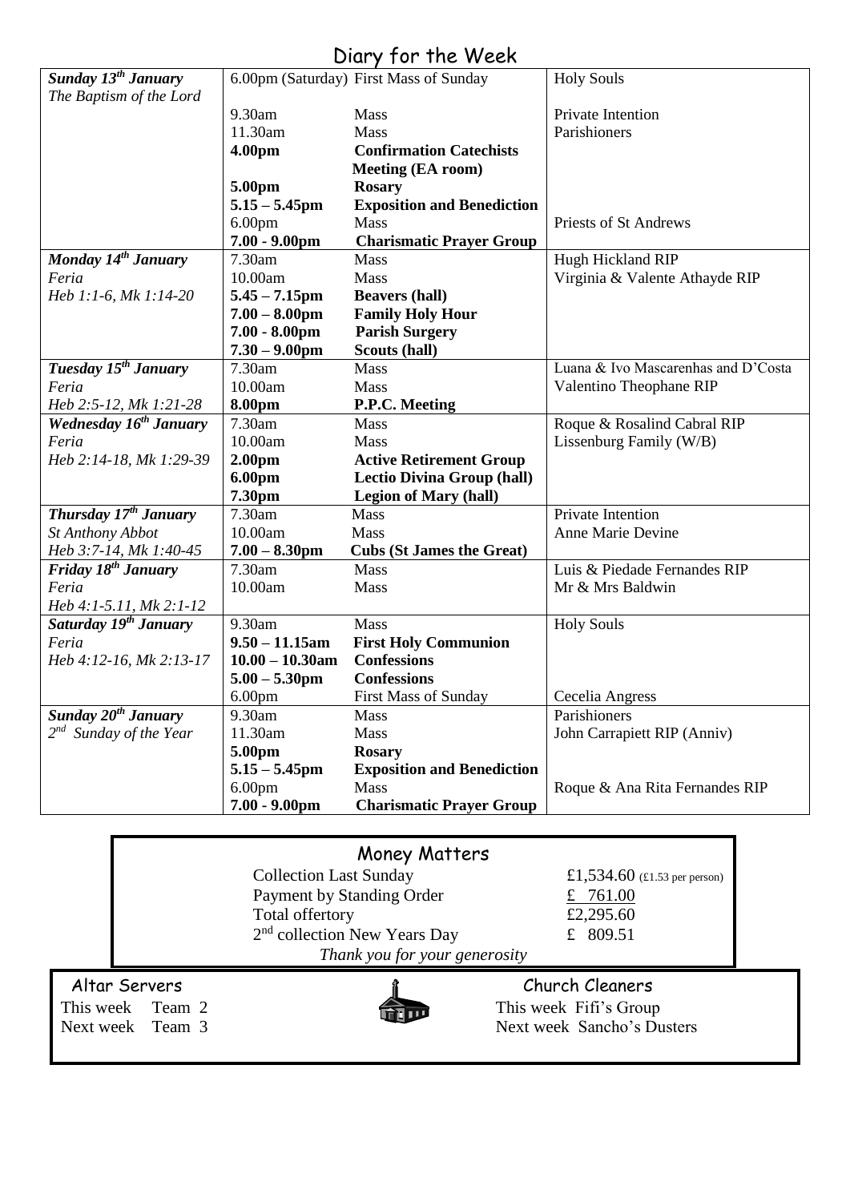# Diary for the Week

| | | | |
|---|---|---|---|
| ***Sunday 13th January*** *The Baptism of the Lord* | 6.00pm (Saturday) | First Mass of Sunday | Holy Souls |
| | 9.30am | Mass | Private Intention |
| | 11.30am | Mass | Parishioners |
| | **4.00pm** | **Confirmation Catechists Meeting (EA room)** | |
| | **5.00pm** | **Rosary** | |
| | **5.15 – 5.45pm** | **Exposition and Benediction** | |
| | 6.00pm | Mass | Priests of St Andrews |
| | **7.00 - 9.00pm** | **Charismatic Prayer Group** | |
| ***Monday 14th January*** *Feria* *Heb 1:1-6, Mk 1:14-20* | 7.30am | Mass | Hugh Hickland RIP |
| | 10.00am | Mass | Virginia & Valente Athayde RIP |
| | **5.45 – 7.15pm** | **Beavers (hall)** | |
| | **7.00 – 8.00pm** | **Family Holy Hour** | |
| | **7.00 - 8.00pm** | **Parish Surgery** | |
| | **7.30 – 9.00pm** | **Scouts (hall)** | |
| ***Tuesday 15th January*** *Feria* *Heb 2:5-12, Mk 1:21-28* | 7.30am | Mass | Luana & Ivo Mascarenhas and D'Costa |
| | 10.00am | Mass | Valentino Theophane RIP |
| | **8.00pm** | **P.P.C. Meeting** | |
| ***Wednesday 16th January*** *Feria* *Heb 2:14-18, Mk 1:29-39* | 7.30am | Mass | Roque & Rosalind Cabral RIP |
| | 10.00am | Mass | Lissenburg Family (W/B) |
| | **2.00pm** | **Active Retirement Group** | |
| | **6.00pm** | **Lectio Divina Group (hall)** | |
| | **7.30pm** | **Legion of Mary (hall)** | |
| ***Thursday 17th January*** *St Anthony Abbot* *Heb 3:7-14, Mk 1:40-45* | 7.30am | Mass | Private Intention |
| | 10.00am | Mass | Anne Marie Devine |
| | **7.00 – 8.30pm** | **Cubs (St James the Great)** | |
| ***Friday 18th January*** *Feria* *Heb 4:1-5.11, Mk 2:1-12* | 7.30am | Mass | Luis & Piedade Fernandes RIP |
| | 10.00am | Mass | Mr & Mrs Baldwin |
| ***Saturday 19th January*** *Feria* *Heb 4:12-16, Mk 2:13-17* | 9.30am | Mass | Holy Souls |
| | **9.50 – 11.15am** | **First Holy Communion** | |
| | **10.00 – 10.30am** | **Confessions** | |
| | **5.00 – 5.30pm** | **Confessions** | |
| | 6.00pm | First Mass of Sunday | Cecelia Angress |
| ***Sunday 20th January*** *2nd Sunday of the Year* | 9.30am | Mass | Parishioners |
| | 11.30am | Mass | John Carrapiett RIP (Anniv) |
| | **5.00pm** | **Rosary** | |
| | **5.15 – 5.45pm** | **Exposition and Benediction** | |
| | 6.00pm | Mass | Roque & Ana Rita Fernandes RIP |
| | **7.00 - 9.00pm** | **Charismatic Prayer Group** | |

## Money Matters

| | |
|---|---|
| Collection Last Sunday | £1,534.60 (£1.53 per person) |
| Payment by Standing Order | £ 761.00 |
| Total offertory | £2,295.60 |
| 2nd collection New Years Day | £ 809.51 |

*Thank you for your generosity*

## Altar Servers

This week Team 2
Next week Team 3

## Church Cleaners

This week Fifi's Group
Next week Sancho's Dusters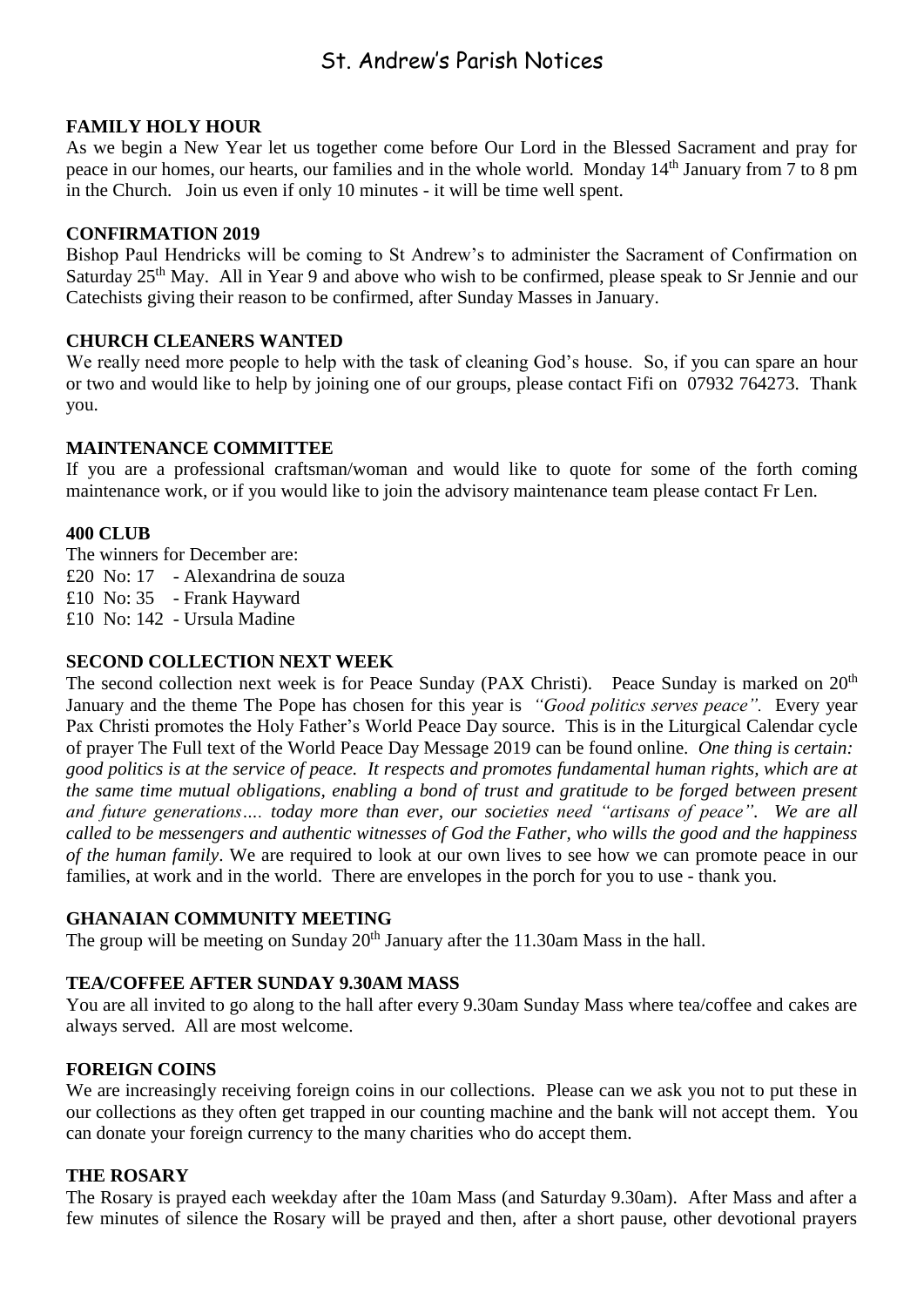# St. Andrew's Parish Notices

**FAMILY HOLY HOUR**

As we begin a New Year let us together come before Our Lord in the Blessed Sacrament and pray for peace in our homes, our hearts, our families and in the whole world. Monday 14th January from 7 to 8 pm in the Church. Join us even if only 10 minutes - it will be time well spent.

**CONFIRMATION 2019**

Bishop Paul Hendricks will be coming to St Andrew's to administer the Sacrament of Confirmation on Saturday 25th May. All in Year 9 and above who wish to be confirmed, please speak to Sr Jennie and our Catechists giving their reason to be confirmed, after Sunday Masses in January.

**CHURCH CLEANERS WANTED**

We really need more people to help with the task of cleaning God's house. So, if you can spare an hour or two and would like to help by joining one of our groups, please contact Fifi on 07932 764273. Thank you.

**MAINTENANCE COMMITTEE**

If you are a professional craftsman/woman and would like to quote for some of the forth coming maintenance work, or if you would like to join the advisory maintenance team please contact Fr Len.

**400 CLUB**

The winners for December are:
£20 No: 17 - Alexandrina de souza
£10 No: 35 - Frank Hayward
£10 No: 142 - Ursula Madine

**SECOND COLLECTION NEXT WEEK**

The second collection next week is for Peace Sunday (PAX Christi). Peace Sunday is marked on 20th January and the theme The Pope has chosen for this year is *"Good politics serves peace".* Every year Pax Christi promotes the Holy Father's World Peace Day source. This is in the Liturgical Calendar cycle of prayer The Full text of the World Peace Day Message 2019 can be found online. *One thing is certain: good politics is at the service of peace. It respects and promotes fundamental human rights, which are at the same time mutual obligations, enabling a bond of trust and gratitude to be forged between present and future generations…. today more than ever, our societies need "artisans of peace". We are all called to be messengers and authentic witnesses of God the Father, who wills the good and the happiness of the human family*. We are required to look at our own lives to see how we can promote peace in our families, at work and in the world. There are envelopes in the porch for you to use - thank you.

**GHANAIAN COMMUNITY MEETING**

The group will be meeting on Sunday 20th January after the 11.30am Mass in the hall.

**TEA/COFFEE AFTER SUNDAY 9.30AM MASS**

You are all invited to go along to the hall after every 9.30am Sunday Mass where tea/coffee and cakes are always served. All are most welcome.

**FOREIGN COINS**

We are increasingly receiving foreign coins in our collections. Please can we ask you not to put these in our collections as they often get trapped in our counting machine and the bank will not accept them. You can donate your foreign currency to the many charities who do accept them.

**THE ROSARY**

The Rosary is prayed each weekday after the 10am Mass (and Saturday 9.30am). After Mass and after a few minutes of silence the Rosary will be prayed and then, after a short pause, other devotional prayers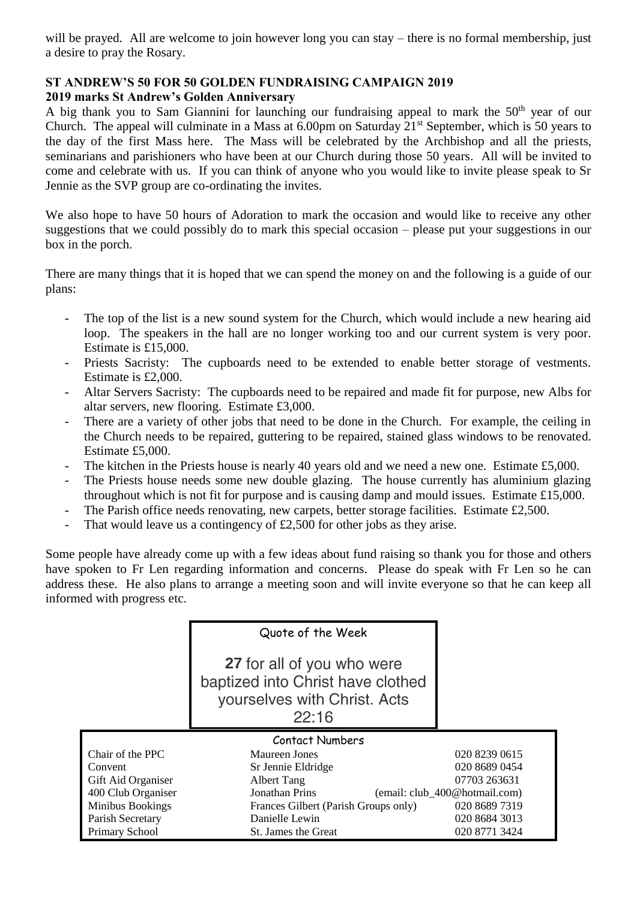will be prayed. All are welcome to join however long you can stay – there is no formal membership, just a desire to pray the Rosary.

**ST ANDREW'S 50 FOR 50 GOLDEN FUNDRAISING CAMPAIGN 2019**
**2019 marks St Andrew's Golden Anniversary**

A big thank you to Sam Giannini for launching our fundraising appeal to mark the 50th year of our Church. The appeal will culminate in a Mass at 6.00pm on Saturday 21st September, which is 50 years to the day of the first Mass here. The Mass will be celebrated by the Archbishop and all the priests, seminarians and parishioners who have been at our Church during those 50 years. All will be invited to come and celebrate with us. If you can think of anyone who you would like to invite please speak to Sr Jennie as the SVP group are co-ordinating the invites.

We also hope to have 50 hours of Adoration to mark the occasion and would like to receive any other suggestions that we could possibly do to mark this special occasion – please put your suggestions in our box in the porch.

There are many things that it is hoped that we can spend the money on and the following is a guide of our plans:

- The top of the list is a new sound system for the Church, which would include a new hearing aid loop. The speakers in the hall are no longer working too and our current system is very poor. Estimate is £15,000.
- Priests Sacristy: The cupboards need to be extended to enable better storage of vestments. Estimate is £2,000.
- Altar Servers Sacristy: The cupboards need to be repaired and made fit for purpose, new Albs for altar servers, new flooring. Estimate £3,000.
- There are a variety of other jobs that need to be done in the Church. For example, the ceiling in the Church needs to be repaired, guttering to be repaired, stained glass windows to be renovated. Estimate £5,000.
- The kitchen in the Priests house is nearly 40 years old and we need a new one. Estimate £5,000.
- The Priests house needs some new double glazing. The house currently has aluminium glazing throughout which is not fit for purpose and is causing damp and mould issues. Estimate £15,000.
- The Parish office needs renovating, new carpets, better storage facilities. Estimate £2,500.
- That would leave us a contingency of £2,500 for other jobs as they arise.

Some people have already come up with a few ideas about fund raising so thank you for those and others have spoken to Fr Len regarding information and concerns. Please do speak with Fr Len so he can address these. He also plans to arrange a meeting soon and will invite everyone so that he can keep all informed with progress etc.

Quote of the Week

**27** for all of you who were baptized into Christ have clothed yourselves with Christ. Acts 22:16

Contact Numbers

| | | |
|---|---|---|
| Chair of the PPC | Maureen Jones | 020 8239 0615 |
| Convent | Sr Jennie Eldridge | 020 8689 0454 |
| Gift Aid Organiser | Albert Tang | 07703 263631 |
| 400 Club Organiser | Jonathan Prins | (email: club_400@hotmail.com) |
| Minibus Bookings | Frances Gilbert (Parish Groups only) | 020 8689 7319 |
| Parish Secretary | Danielle Lewin | 020 8684 3013 |
| Primary School | St. James the Great | 020 8771 3424 |